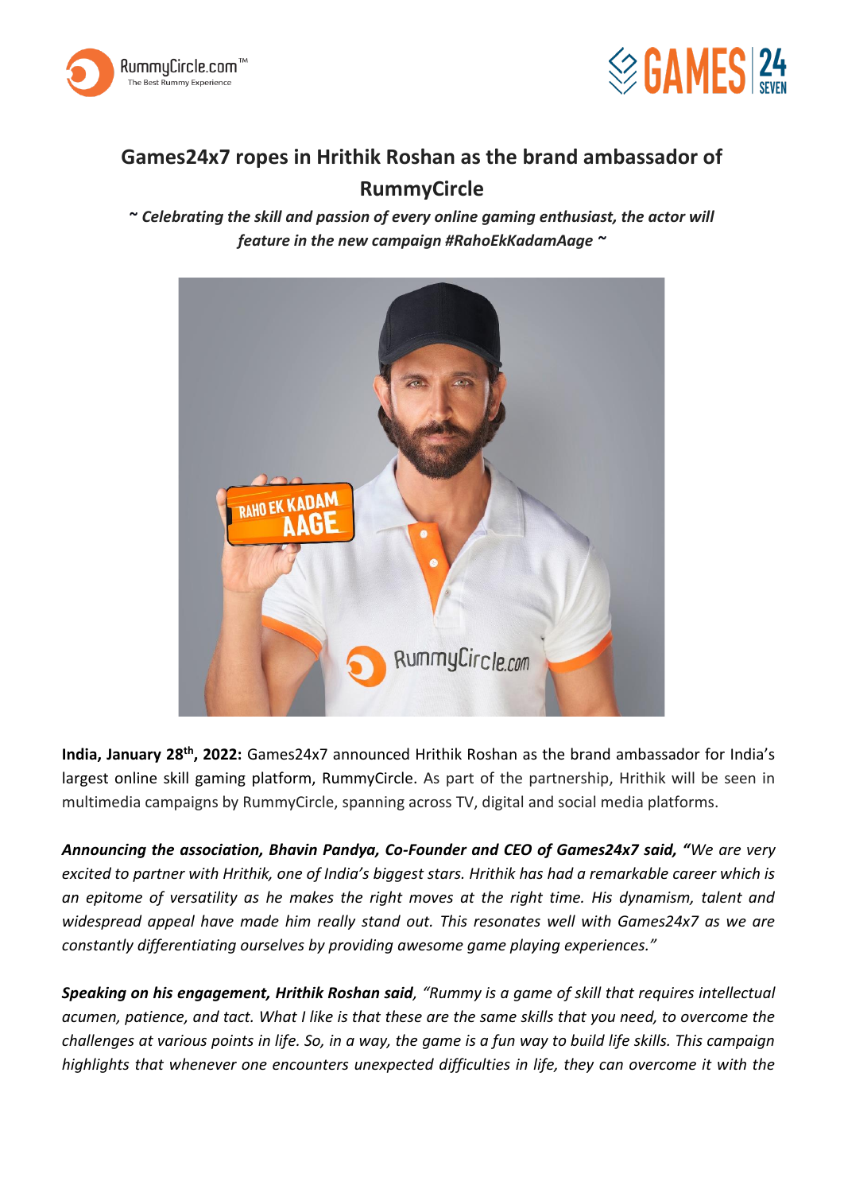# Games24x7 ropes in Hrithik Roshan as the brand ambassador of RummyCircle

***~ Celebrating the skill and passion of every online gaming enthusiast, the actor will feature in the new campaign #RahoEkKadamAage ~***

**India, January 28th, 2022:** Games24x7 announced Hrithik Roshan as the brand ambassador for India's largest online skill gaming platform, RummyCircle. As part of the partnership, Hrithik will be seen in multimedia campaigns by RummyCircle, spanning across TV, digital and social media platforms.

***Announcing the association, Bhavin Pandya, Co-Founder and CEO of Games24x7 said,*** *"We are very excited to partner with Hrithik, one of India's biggest stars. Hrithik has had a remarkable career which is an epitome of versatility as he makes the right moves at the right time. His dynamism, talent and widespread appeal have made him really stand out. This resonates well with Games24x7 as we are constantly differentiating ourselves by providing awesome game playing experiences."*

***Speaking on his engagement, Hrithik Roshan said****, "Rummy is a game of skill that requires intellectual acumen, patience, and tact. What I like is that these are the same skills that you need, to overcome the challenges at various points in life. So, in a way, the game is a fun way to build life skills. This campaign highlights that whenever one encounters unexpected difficulties in life, they can overcome it with the*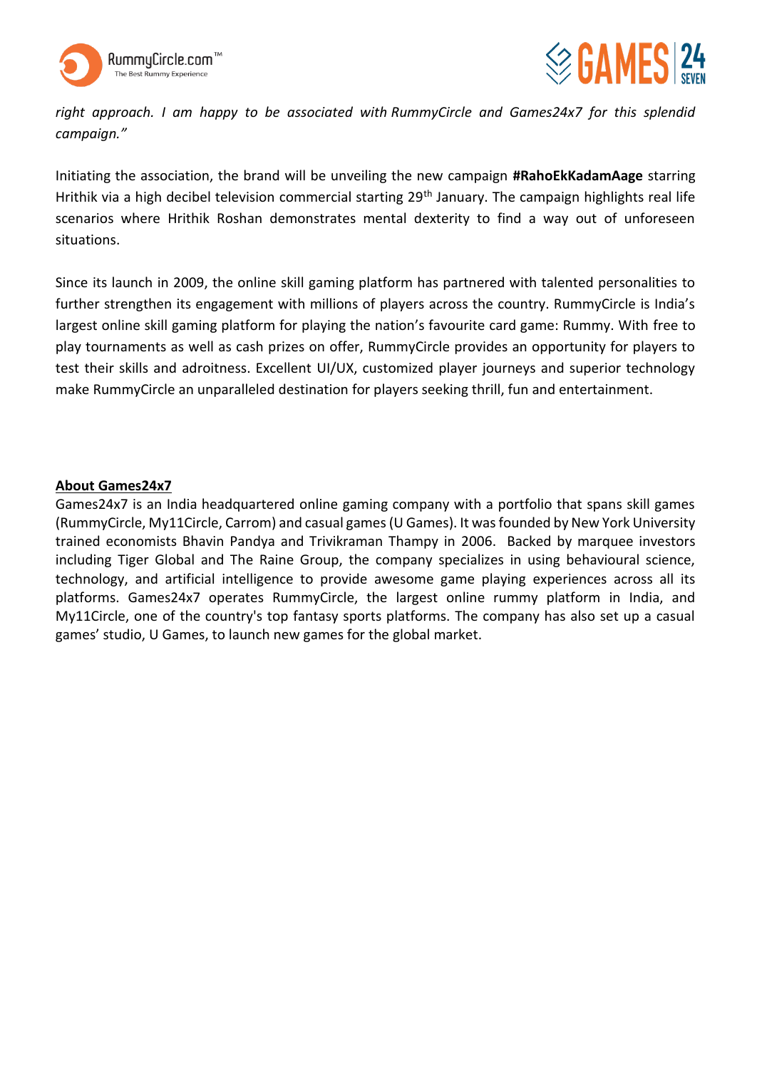*right approach. I am happy to be associated with RummyCircle and Games24x7 for this splendid campaign."*

Initiating the association, the brand will be unveiling the new campaign **#RahoEkKadamAage** starring Hrithik via a high decibel television commercial starting 29th January. The campaign highlights real life scenarios where Hrithik Roshan demonstrates mental dexterity to find a way out of unforeseen situations.

Since its launch in 2009, the online skill gaming platform has partnered with talented personalities to further strengthen its engagement with millions of players across the country. RummyCircle is India's largest online skill gaming platform for playing the nation's favourite card game: Rummy. With free to play tournaments as well as cash prizes on offer, RummyCircle provides an opportunity for players to test their skills and adroitness. Excellent UI/UX, customized player journeys and superior technology make RummyCircle an unparalleled destination for players seeking thrill, fun and entertainment.

**About Games24x7**

Games24x7 is an India headquartered online gaming company with a portfolio that spans skill games (RummyCircle, My11Circle, Carrom) and casual games (U Games). It was founded by New York University trained economists Bhavin Pandya and Trivikraman Thampy in 2006. Backed by marquee investors including Tiger Global and The Raine Group, the company specializes in using behavioural science, technology, and artificial intelligence to provide awesome game playing experiences across all its platforms. Games24x7 operates RummyCircle, the largest online rummy platform in India, and My11Circle, one of the country's top fantasy sports platforms. The company has also set up a casual games' studio, U Games, to launch new games for the global market.